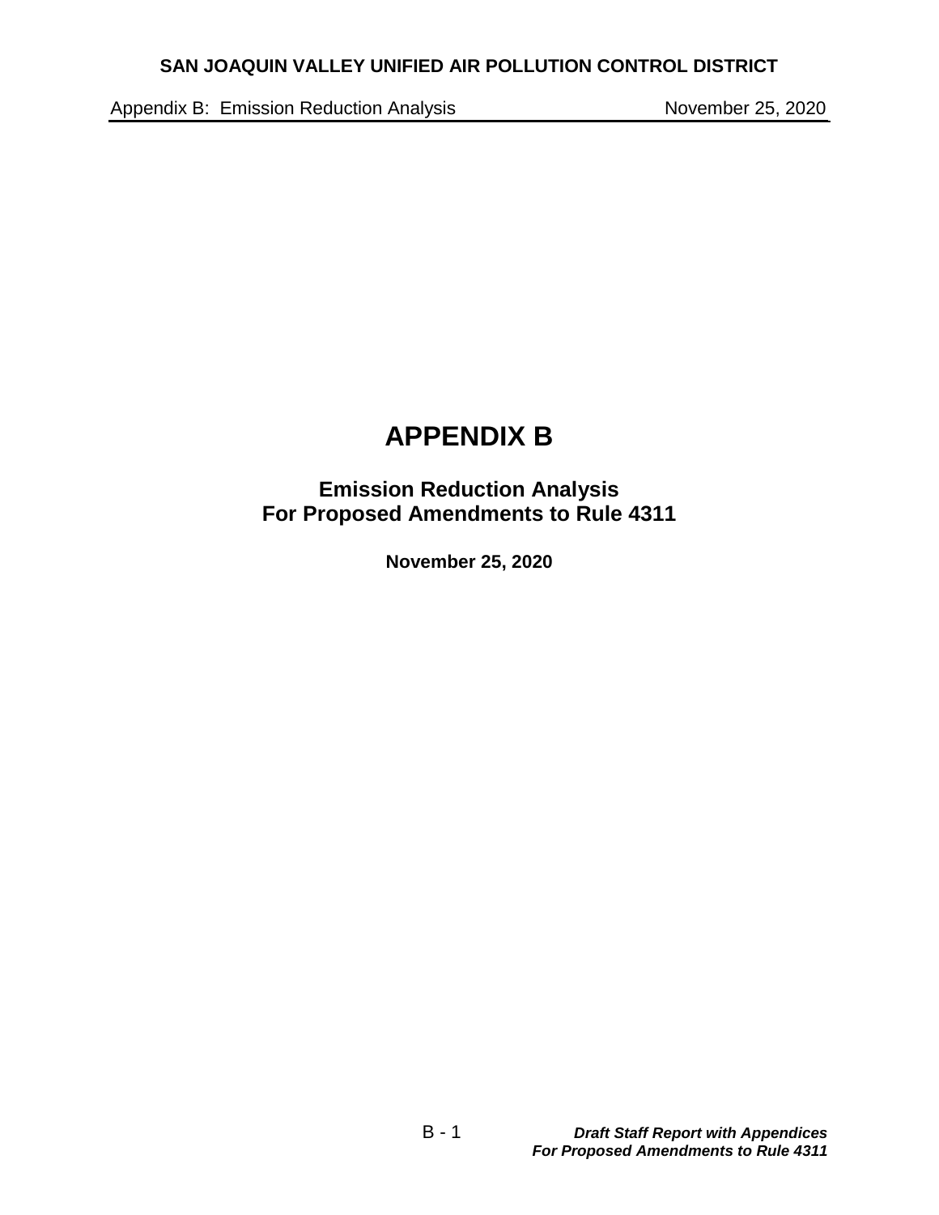# APPENDIX B

## Emission Reduction Analysis
## For Proposed Amendments to Rule 4311

**November 25, 2020**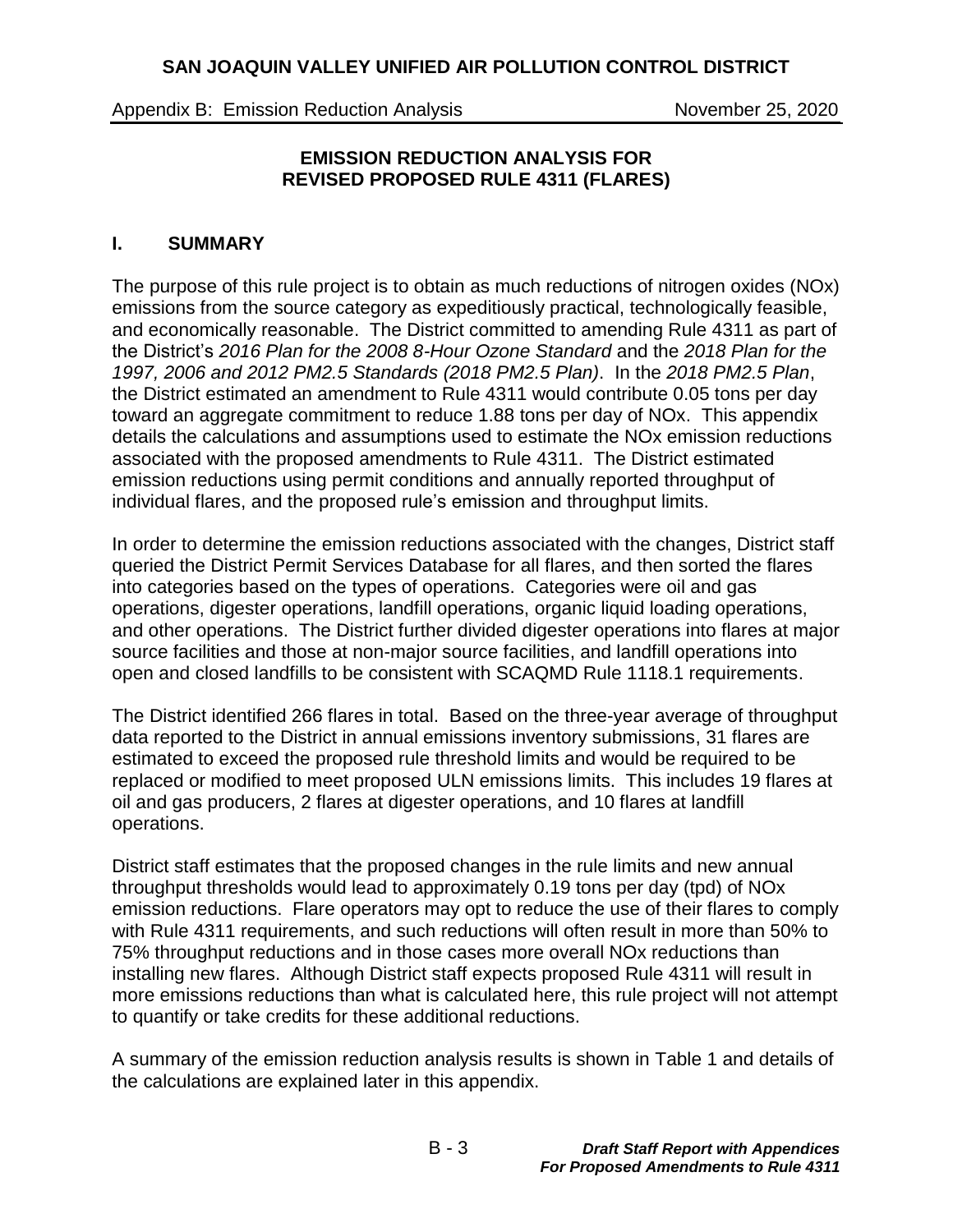# EMISSION REDUCTION ANALYSIS FOR REVISED PROPOSED RULE 4311 (FLARES)

## I. SUMMARY

The purpose of this rule project is to obtain as much reductions of nitrogen oxides (NOx) emissions from the source category as expeditiously practical, technologically feasible, and economically reasonable. The District committed to amending Rule 4311 as part of the District's *2016 Plan for the 2008 8-Hour Ozone Standard* and the *2018 Plan for the 1997, 2006 and 2012 PM2.5 Standards (2018 PM2.5 Plan)*. In the *2018 PM2.5 Plan*, the District estimated an amendment to Rule 4311 would contribute 0.05 tons per day toward an aggregate commitment to reduce 1.88 tons per day of NOx. This appendix details the calculations and assumptions used to estimate the NOx emission reductions associated with the proposed amendments to Rule 4311. The District estimated emission reductions using permit conditions and annually reported throughput of individual flares, and the proposed rule's emission and throughput limits.

In order to determine the emission reductions associated with the changes, District staff queried the District Permit Services Database for all flares, and then sorted the flares into categories based on the types of operations. Categories were oil and gas operations, digester operations, landfill operations, organic liquid loading operations, and other operations. The District further divided digester operations into flares at major source facilities and those at non-major source facilities, and landfill operations into open and closed landfills to be consistent with SCAQMD Rule 1118.1 requirements.

The District identified 266 flares in total. Based on the three-year average of throughput data reported to the District in annual emissions inventory submissions, 31 flares are estimated to exceed the proposed rule threshold limits and would be required to be replaced or modified to meet proposed ULN emissions limits. This includes 19 flares at oil and gas producers, 2 flares at digester operations, and 10 flares at landfill operations.

District staff estimates that the proposed changes in the rule limits and new annual throughput thresholds would lead to approximately 0.19 tons per day (tpd) of NOx emission reductions. Flare operators may opt to reduce the use of their flares to comply with Rule 4311 requirements, and such reductions will often result in more than 50% to 75% throughput reductions and in those cases more overall NOx reductions than installing new flares. Although District staff expects proposed Rule 4311 will result in more emissions reductions than what is calculated here, this rule project will not attempt to quantify or take credits for these additional reductions.

A summary of the emission reduction analysis results is shown in Table 1 and details of the calculations are explained later in this appendix.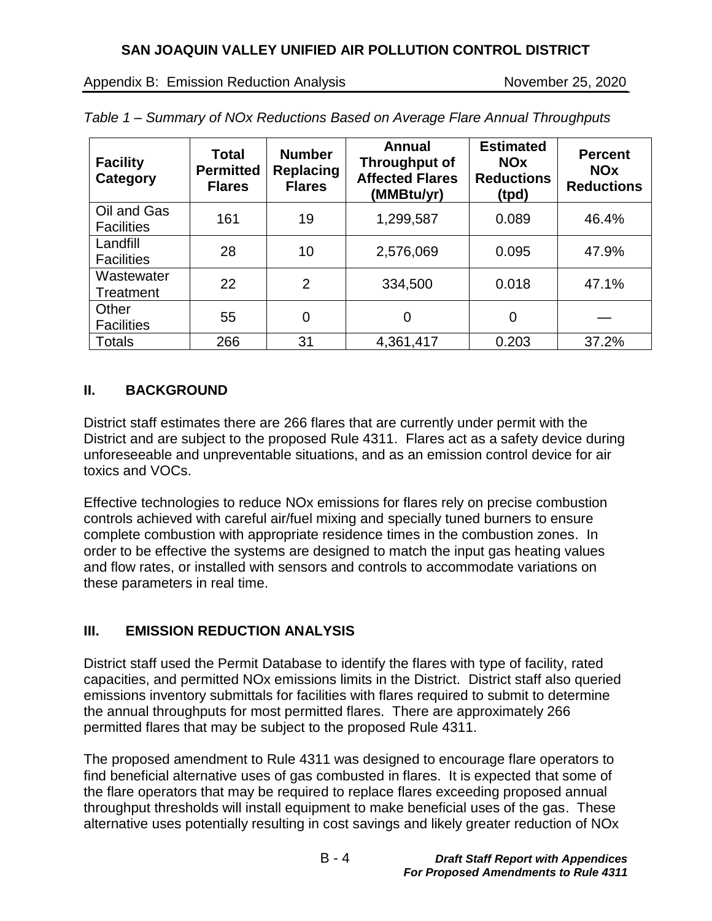*Table 1 – Summary of NOx Reductions Based on Average Flare Annual Throughputs*

| Facility Category | Total Permitted Flares | Number Replacing Flares | Annual Throughput of Affected Flares (MMBtu/yr) | Estimated NOx Reductions (tpd) | Percent NOx Reductions |
|---|---|---|---|---|---|
| Oil and Gas Facilities | 161 | 19 | 1,299,587 | 0.089 | 46.4% |
| Landfill Facilities | 28 | 10 | 2,576,069 | 0.095 | 47.9% |
| Wastewater Treatment | 22 | 2 | 334,500 | 0.018 | 47.1% |
| Other Facilities | 55 | 0 | 0 | 0 | — |
| Totals | 266 | 31 | 4,361,417 | 0.203 | 37.2% |

## II. BACKGROUND

District staff estimates there are 266 flares that are currently under permit with the District and are subject to the proposed Rule 4311. Flares act as a safety device during unforeseeable and unpreventable situations, and as an emission control device for air toxics and VOCs.

Effective technologies to reduce NOx emissions for flares rely on precise combustion controls achieved with careful air/fuel mixing and specially tuned burners to ensure complete combustion with appropriate residence times in the combustion zones. In order to be effective the systems are designed to match the input gas heating values and flow rates, or installed with sensors and controls to accommodate variations on these parameters in real time.

## III. EMISSION REDUCTION ANALYSIS

District staff used the Permit Database to identify the flares with type of facility, rated capacities, and permitted NOx emissions limits in the District. District staff also queried emissions inventory submittals for facilities with flares required to submit to determine the annual throughputs for most permitted flares. There are approximately 266 permitted flares that may be subject to the proposed Rule 4311.

The proposed amendment to Rule 4311 was designed to encourage flare operators to find beneficial alternative uses of gas combusted in flares. It is expected that some of the flare operators that may be required to replace flares exceeding proposed annual throughput thresholds will install equipment to make beneficial uses of the gas. These alternative uses potentially resulting in cost savings and likely greater reduction of NOx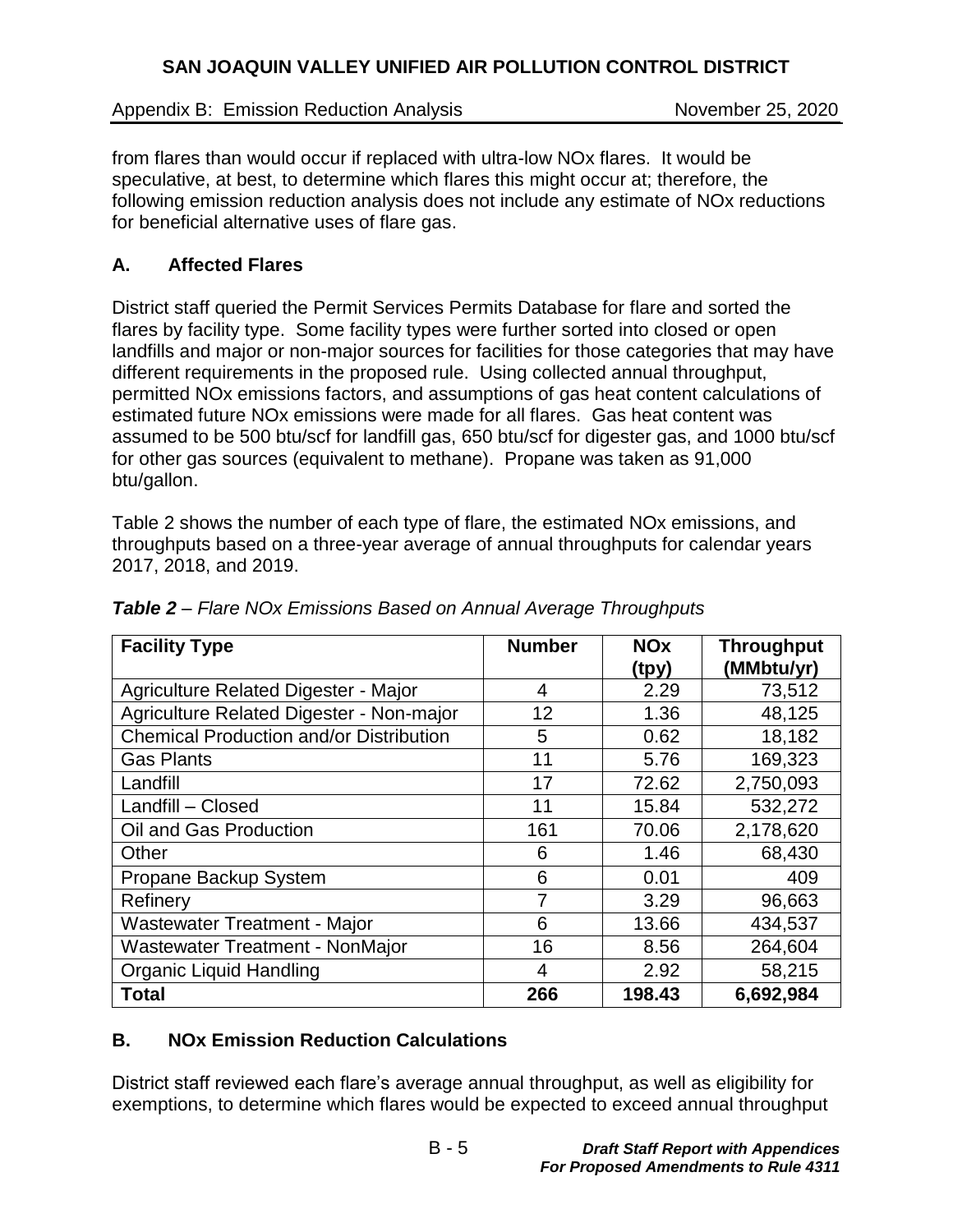from flares than would occur if replaced with ultra-low NOx flares. It would be speculative, at best, to determine which flares this might occur at; therefore, the following emission reduction analysis does not include any estimate of NOx reductions for beneficial alternative uses of flare gas.

### A. Affected Flares

District staff queried the Permit Services Permits Database for flare and sorted the flares by facility type. Some facility types were further sorted into closed or open landfills and major or non-major sources for facilities for those categories that may have different requirements in the proposed rule. Using collected annual throughput, permitted NOx emissions factors, and assumptions of gas heat content calculations of estimated future NOx emissions were made for all flares. Gas heat content was assumed to be 500 btu/scf for landfill gas, 650 btu/scf for digester gas, and 1000 btu/scf for other gas sources (equivalent to methane). Propane was taken as 91,000 btu/gallon.

Table 2 shows the number of each type of flare, the estimated NOx emissions, and throughputs based on a three-year average of annual throughputs for calendar years 2017, 2018, and 2019.

***Table 2*** *– Flare NOx Emissions Based on Annual Average Throughputs*

| Facility Type | Number | NOx (tpy) | Throughput (MMbtu/yr) |
|---|---|---|---|
| Agriculture Related Digester - Major | 4 | 2.29 | 73,512 |
| Agriculture Related Digester - Non-major | 12 | 1.36 | 48,125 |
| Chemical Production and/or Distribution | 5 | 0.62 | 18,182 |
| Gas Plants | 11 | 5.76 | 169,323 |
| Landfill | 17 | 72.62 | 2,750,093 |
| Landfill – Closed | 11 | 15.84 | 532,272 |
| Oil and Gas Production | 161 | 70.06 | 2,178,620 |
| Other | 6 | 1.46 | 68,430 |
| Propane Backup System | 6 | 0.01 | 409 |
| Refinery | 7 | 3.29 | 96,663 |
| Wastewater Treatment - Major | 6 | 13.66 | 434,537 |
| Wastewater Treatment - NonMajor | 16 | 8.56 | 264,604 |
| Organic Liquid Handling | 4 | 2.92 | 58,215 |
| **Total** | **266** | **198.43** | **6,692,984** |

### B. NOx Emission Reduction Calculations

District staff reviewed each flare's average annual throughput, as well as eligibility for exemptions, to determine which flares would be expected to exceed annual throughput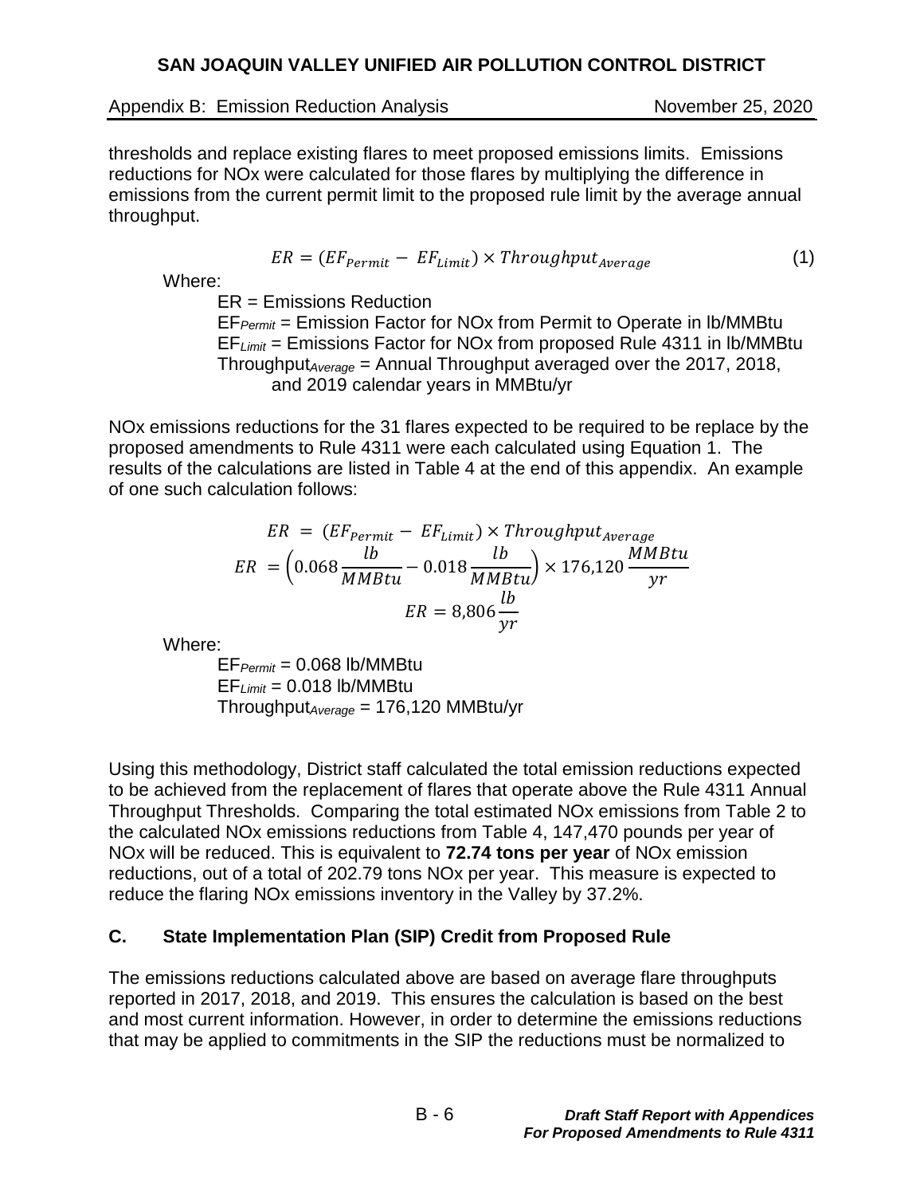thresholds and replace existing flares to meet proposed emissions limits. Emissions reductions for NOx were calculated for those flares by multiplying the difference in emissions from the current permit limit to the proposed rule limit by the average annual throughput.

$$ER = (EF_{Permit} - EF_{Limit}) \times Throughput_{Average} \tag{1}$$

Where:

- ER = Emissions Reduction
- $EF_{Permit}$ = Emission Factor for NOx from Permit to Operate in lb/MMBtu
- $EF_{Limit}$ = Emissions Factor for NOx from proposed Rule 4311 in lb/MMBtu
- $Throughput_{Average}$ = Annual Throughput averaged over the 2017, 2018, and 2019 calendar years in MMBtu/yr

NOx emissions reductions for the 31 flares expected to be required to be replace by the proposed amendments to Rule 4311 were each calculated using Equation 1. The results of the calculations are listed in Table 4 at the end of this appendix. An example of one such calculation follows:

$$ER = (EF_{Permit} - EF_{Limit}) \times Throughput_{Average}$$

$$ER = \left(0.068 \frac{lb}{MMBtu} - 0.018 \frac{lb}{MMBtu}\right) \times 176{,}120 \frac{MMBtu}{yr}$$

$$ER = 8{,}806 \frac{lb}{yr}$$

Where:

- $EF_{Permit}$ = 0.068 lb/MMBtu
- $EF_{Limit}$ = 0.018 lb/MMBtu
- $Throughput_{Average}$ = 176,120 MMBtu/yr

Using this methodology, District staff calculated the total emission reductions expected to be achieved from the replacement of flares that operate above the Rule 4311 Annual Throughput Thresholds. Comparing the total estimated NOx emissions from Table 2 to the calculated NOx emissions reductions from Table 4, 147,470 pounds per year of NOx will be reduced. This is equivalent to **72.74 tons per year** of NOx emission reductions, out of a total of 202.79 tons NOx per year. This measure is expected to reduce the flaring NOx emissions inventory in the Valley by 37.2%.

## C. State Implementation Plan (SIP) Credit from Proposed Rule

The emissions reductions calculated above are based on average flare throughputs reported in 2017, 2018, and 2019. This ensures the calculation is based on the best and most current information. However, in order to determine the emissions reductions that may be applied to commitments in the SIP the reductions must be normalized to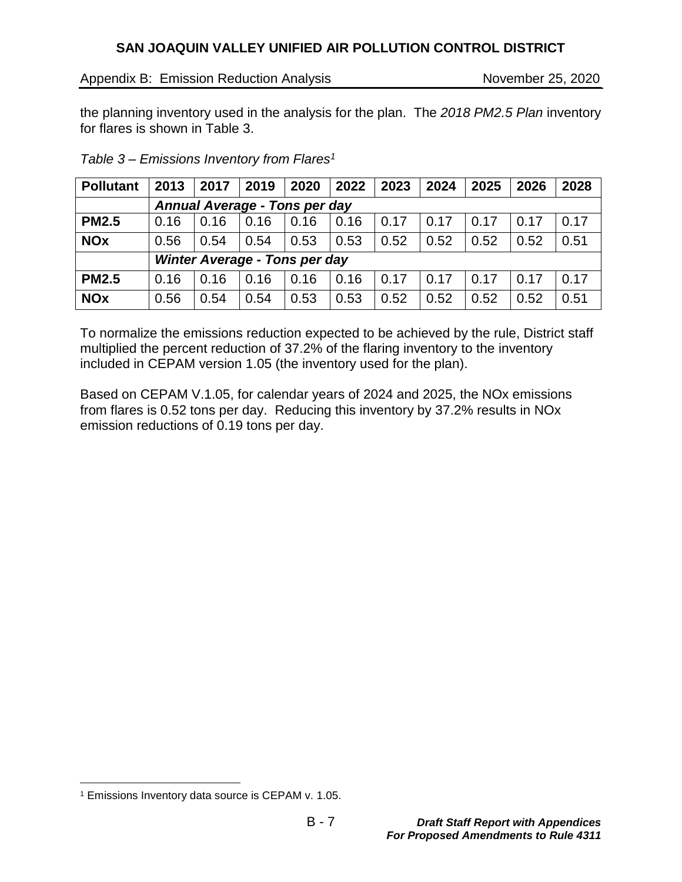the planning inventory used in the analysis for the plan. The *2018 PM2.5 Plan* inventory for flares is shown in Table 3.

*Table 3 – Emissions Inventory from Flares*[1]

| Pollutant | 2013 | 2017 | 2019 | 2020 | 2022 | 2023 | 2024 | 2025 | 2026 | 2028 |
|---|---|---|---|---|---|---|---|---|---|---|
| | ***Annual Average - Tons per day*** | | | | | | | | | |
| **PM2.5** | 0.16 | 0.16 | 0.16 | 0.16 | 0.16 | 0.17 | 0.17 | 0.17 | 0.17 | 0.17 |
| **NOx** | 0.56 | 0.54 | 0.54 | 0.53 | 0.53 | 0.52 | 0.52 | 0.52 | 0.52 | 0.51 |
| | ***Winter Average - Tons per day*** | | | | | | | | | |
| **PM2.5** | 0.16 | 0.16 | 0.16 | 0.16 | 0.16 | 0.17 | 0.17 | 0.17 | 0.17 | 0.17 |
| **NOx** | 0.56 | 0.54 | 0.54 | 0.53 | 0.53 | 0.52 | 0.52 | 0.52 | 0.52 | 0.51 |

To normalize the emissions reduction expected to be achieved by the rule, District staff multiplied the percent reduction of 37.2% of the flaring inventory to the inventory included in CEPAM version 1.05 (the inventory used for the plan).

Based on CEPAM V.1.05, for calendar years of 2024 and 2025, the NOx emissions from flares is 0.52 tons per day. Reducing this inventory by 37.2% results in NOx emission reductions of 0.19 tons per day.

[1] Emissions Inventory data source is CEPAM v. 1.05.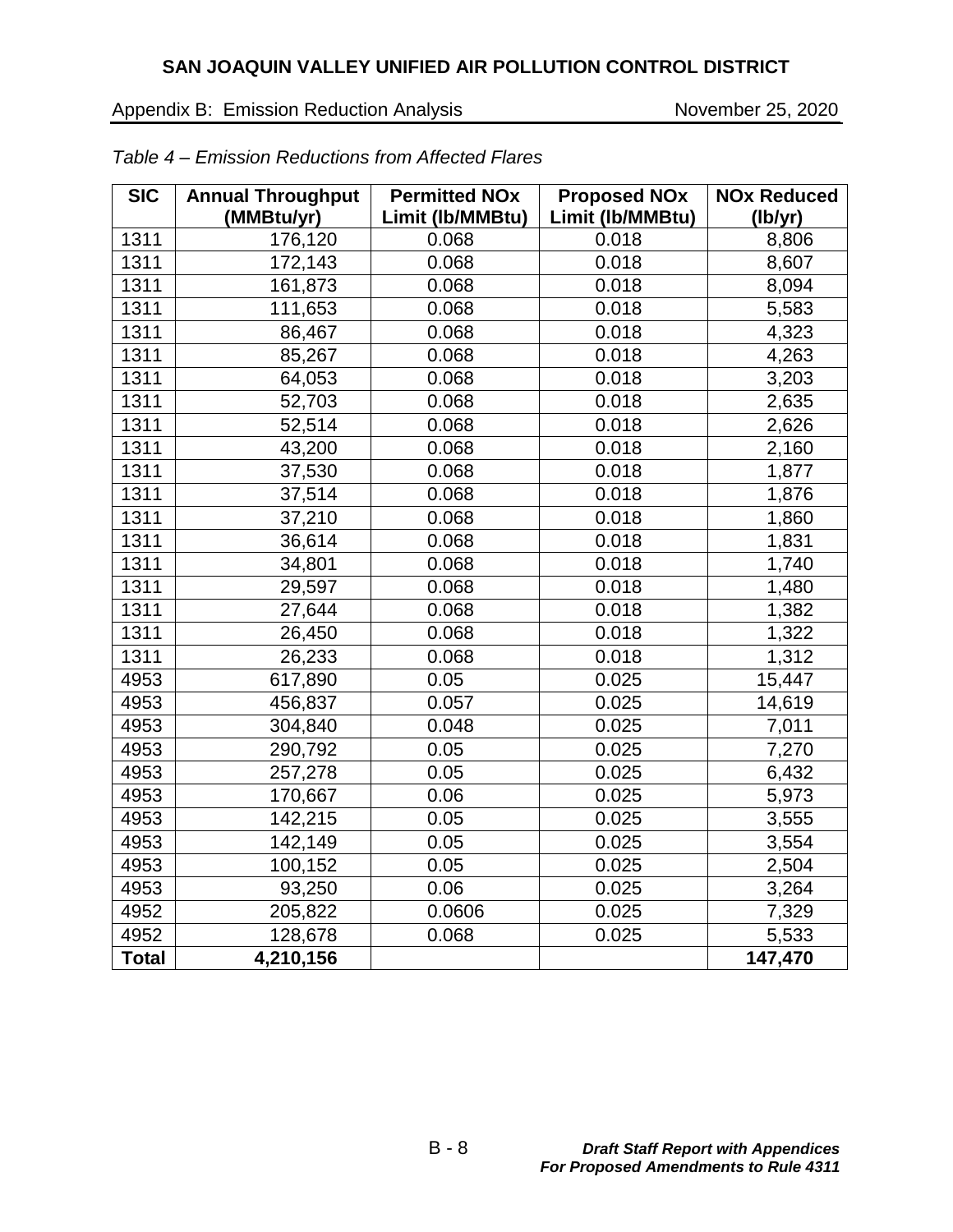*Table 4 – Emission Reductions from Affected Flares*

| SIC | Annual Throughput (MMBtu/yr) | Permitted NOx Limit (lb/MMBtu) | Proposed NOx Limit (lb/MMBtu) | NOx Reduced (lb/yr) |
|---|---|---|---|---|
| 1311 | 176,120 | 0.068 | 0.018 | 8,806 |
| 1311 | 172,143 | 0.068 | 0.018 | 8,607 |
| 1311 | 161,873 | 0.068 | 0.018 | 8,094 |
| 1311 | 111,653 | 0.068 | 0.018 | 5,583 |
| 1311 | 86,467 | 0.068 | 0.018 | 4,323 |
| 1311 | 85,267 | 0.068 | 0.018 | 4,263 |
| 1311 | 64,053 | 0.068 | 0.018 | 3,203 |
| 1311 | 52,703 | 0.068 | 0.018 | 2,635 |
| 1311 | 52,514 | 0.068 | 0.018 | 2,626 |
| 1311 | 43,200 | 0.068 | 0.018 | 2,160 |
| 1311 | 37,530 | 0.068 | 0.018 | 1,877 |
| 1311 | 37,514 | 0.068 | 0.018 | 1,876 |
| 1311 | 37,210 | 0.068 | 0.018 | 1,860 |
| 1311 | 36,614 | 0.068 | 0.018 | 1,831 |
| 1311 | 34,801 | 0.068 | 0.018 | 1,740 |
| 1311 | 29,597 | 0.068 | 0.018 | 1,480 |
| 1311 | 27,644 | 0.068 | 0.018 | 1,382 |
| 1311 | 26,450 | 0.068 | 0.018 | 1,322 |
| 1311 | 26,233 | 0.068 | 0.018 | 1,312 |
| 4953 | 617,890 | 0.05 | 0.025 | 15,447 |
| 4953 | 456,837 | 0.057 | 0.025 | 14,619 |
| 4953 | 304,840 | 0.048 | 0.025 | 7,011 |
| 4953 | 290,792 | 0.05 | 0.025 | 7,270 |
| 4953 | 257,278 | 0.05 | 0.025 | 6,432 |
| 4953 | 170,667 | 0.06 | 0.025 | 5,973 |
| 4953 | 142,215 | 0.05 | 0.025 | 3,555 |
| 4953 | 142,149 | 0.05 | 0.025 | 3,554 |
| 4953 | 100,152 | 0.05 | 0.025 | 2,504 |
| 4953 | 93,250 | 0.06 | 0.025 | 3,264 |
| 4952 | 205,822 | 0.0606 | 0.025 | 7,329 |
| 4952 | 128,678 | 0.068 | 0.025 | 5,533 |
| **Total** | **4,210,156** | | | **147,470** |